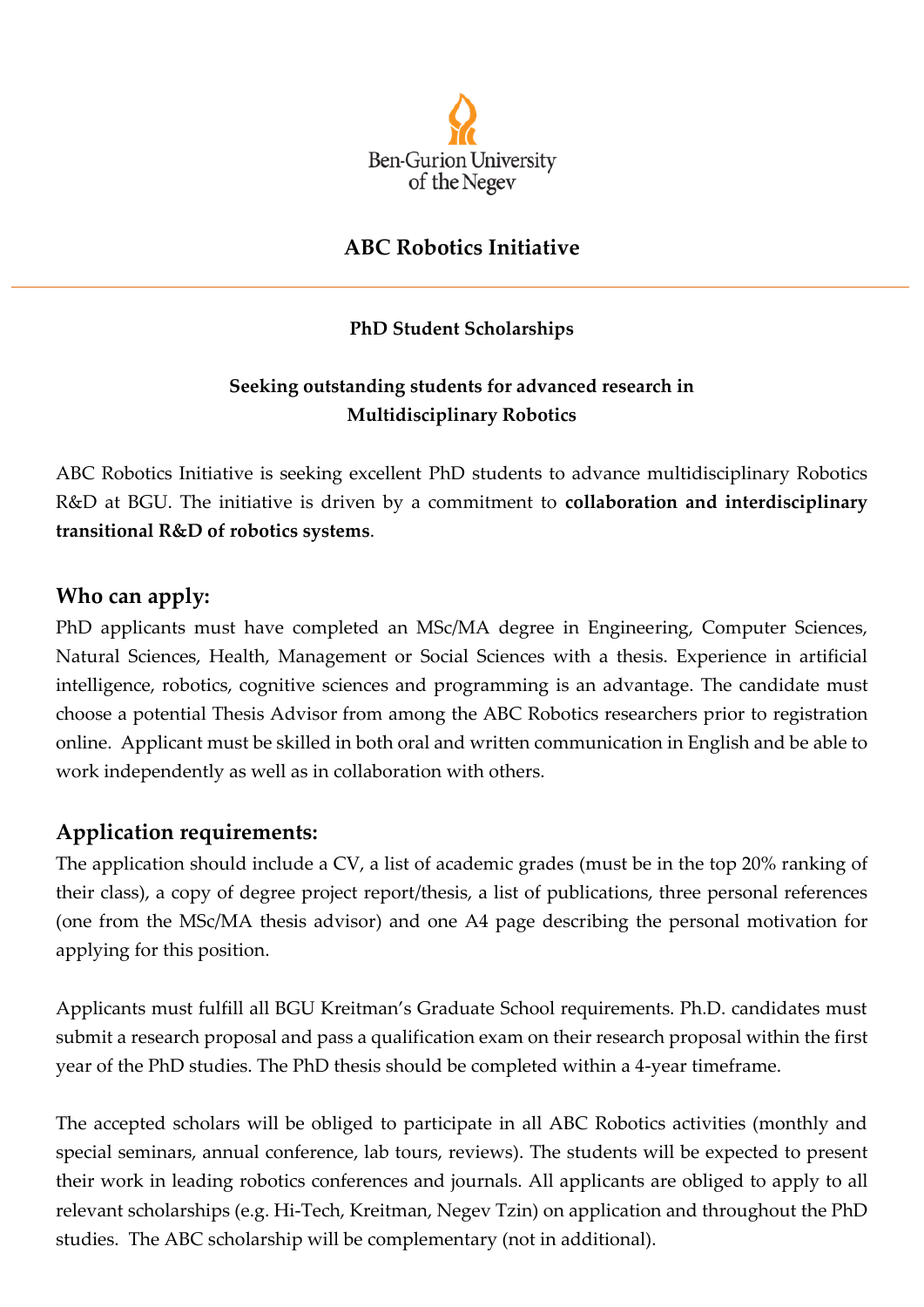Ben-Gurion University of the Negev

# ABC Robotics Initiative

---

**PhD Student Scholarships**

**Seeking outstanding students for advanced research in Multidisciplinary Robotics**

ABC Robotics Initiative is seeking excellent PhD students to advance multidisciplinary Robotics R&D at BGU. The initiative is driven by a commitment to **collaboration and interdisciplinary transitional R&D of robotics systems**.

## Who can apply:

PhD applicants must have completed an MSc/MA degree in Engineering, Computer Sciences, Natural Sciences, Health, Management or Social Sciences with a thesis. Experience in artificial intelligence, robotics, cognitive sciences and programming is an advantage. The candidate must choose a potential Thesis Advisor from among the ABC Robotics researchers prior to registration online. Applicant must be skilled in both oral and written communication in English and be able to work independently as well as in collaboration with others.

## Application requirements:

The application should include a CV, a list of academic grades (must be in the top 20% ranking of their class), a copy of degree project report/thesis, a list of publications, three personal references (one from the MSc/MA thesis advisor) and one A4 page describing the personal motivation for applying for this position.

Applicants must fulfill all BGU Kreitman's Graduate School requirements. Ph.D. candidates must submit a research proposal and pass a qualification exam on their research proposal within the first year of the PhD studies. The PhD thesis should be completed within a 4-year timeframe.

The accepted scholars will be obliged to participate in all ABC Robotics activities (monthly and special seminars, annual conference, lab tours, reviews). The students will be expected to present their work in leading robotics conferences and journals. All applicants are obliged to apply to all relevant scholarships (e.g. Hi-Tech, Kreitman, Negev Tzin) on application and throughout the PhD studies. The ABC scholarship will be complementary (not in additional).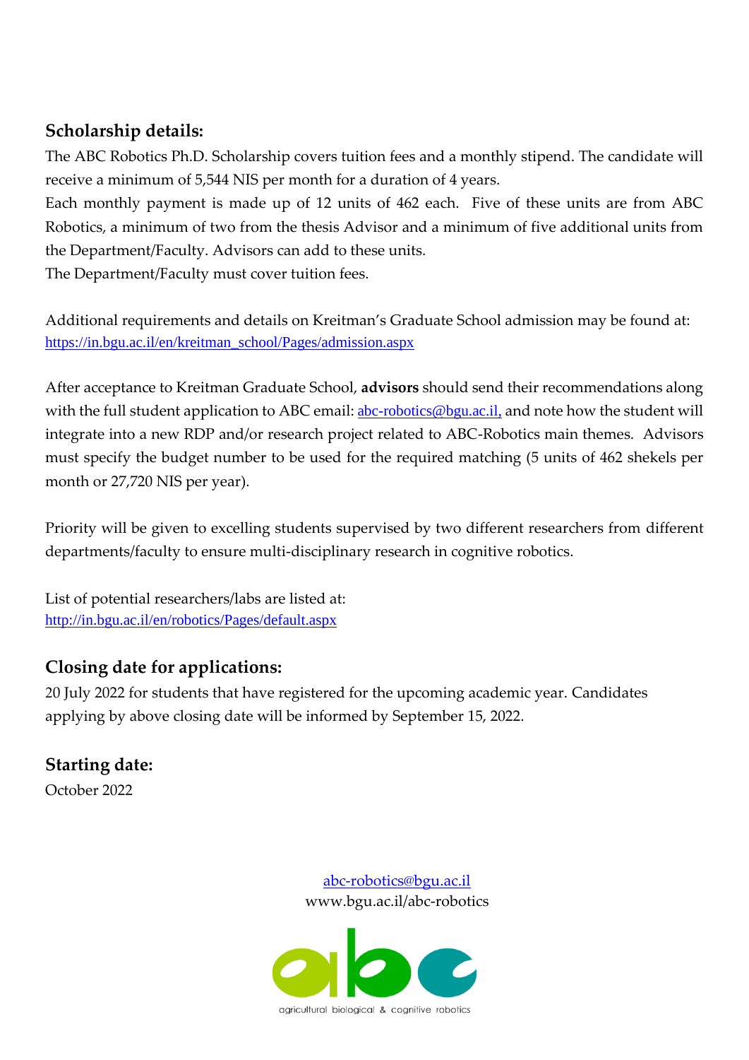## Scholarship details:

The ABC Robotics Ph.D. Scholarship covers tuition fees and a monthly stipend. The candidate will receive a minimum of 5,544 NIS per month for a duration of 4 years.

Each monthly payment is made up of 12 units of 462 each. Five of these units are from ABC Robotics, a minimum of two from the thesis Advisor and a minimum of five additional units from the Department/Faculty. Advisors can add to these units.

The Department/Faculty must cover tuition fees.

Additional requirements and details on Kreitman's Graduate School admission may be found at: https://in.bgu.ac.il/en/kreitman_school/Pages/admission.aspx

After acceptance to Kreitman Graduate School, **advisors** should send their recommendations along with the full student application to ABC email: abc-robotics@bgu.ac.il, and note how the student will integrate into a new RDP and/or research project related to ABC-Robotics main themes. Advisors must specify the budget number to be used for the required matching (5 units of 462 shekels per month or 27,720 NIS per year).

Priority will be given to excelling students supervised by two different researchers from different departments/faculty to ensure multi-disciplinary research in cognitive robotics.

List of potential researchers/labs are listed at:
http://in.bgu.ac.il/en/robotics/Pages/default.aspx

## Closing date for applications:

20 July 2022 for students that have registered for the upcoming academic year. Candidates applying by above closing date will be informed by September 15, 2022.

## Starting date:

October 2022

abc-robotics@bgu.ac.il
www.bgu.ac.il/abc-robotics

agricultural biological & cognitive robotics